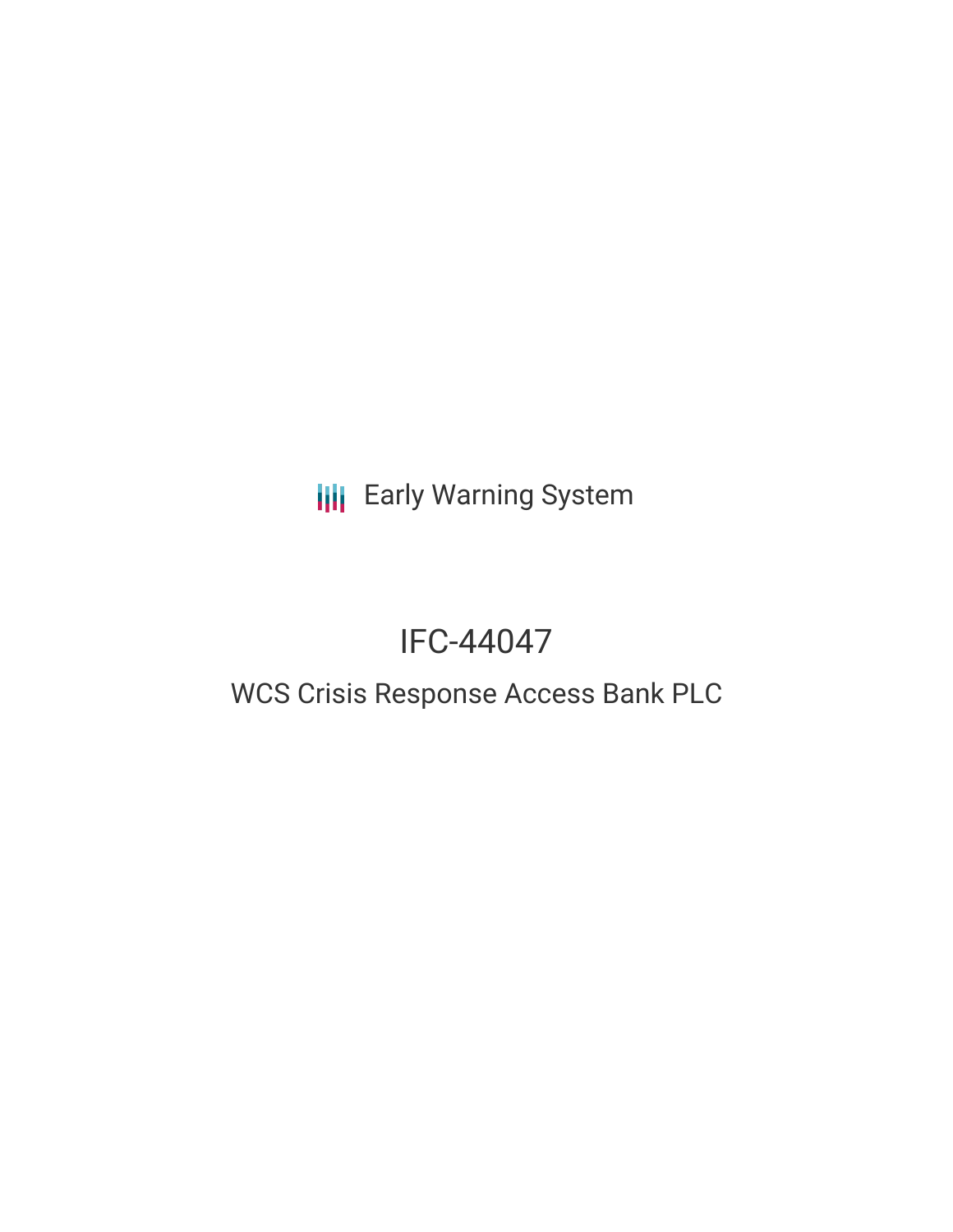Early Warning System

# IFC-44047

## WCS Crisis Response Access Bank PLC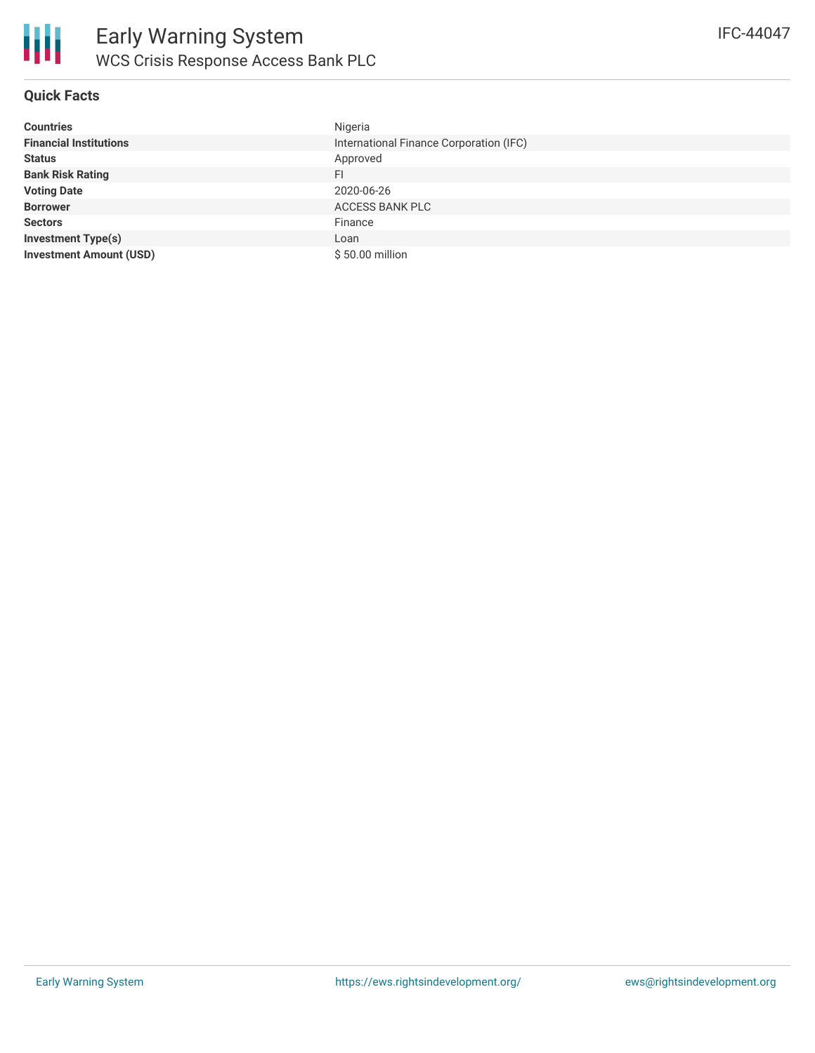# Early Warning System

## WCS Crisis Response Access Bank PLC

IFC-44047

### Quick Facts

| | |
|---|---|
| **Countries** | Nigeria |
| **Financial Institutions** | International Finance Corporation (IFC) |
| **Status** | Approved |
| **Bank Risk Rating** | FI |
| **Voting Date** | 2020-06-26 |
| **Borrower** | ACCESS BANK PLC |
| **Sectors** | Finance |
| **Investment Type(s)** | Loan |
| **Investment Amount (USD)** | $ 50.00 million |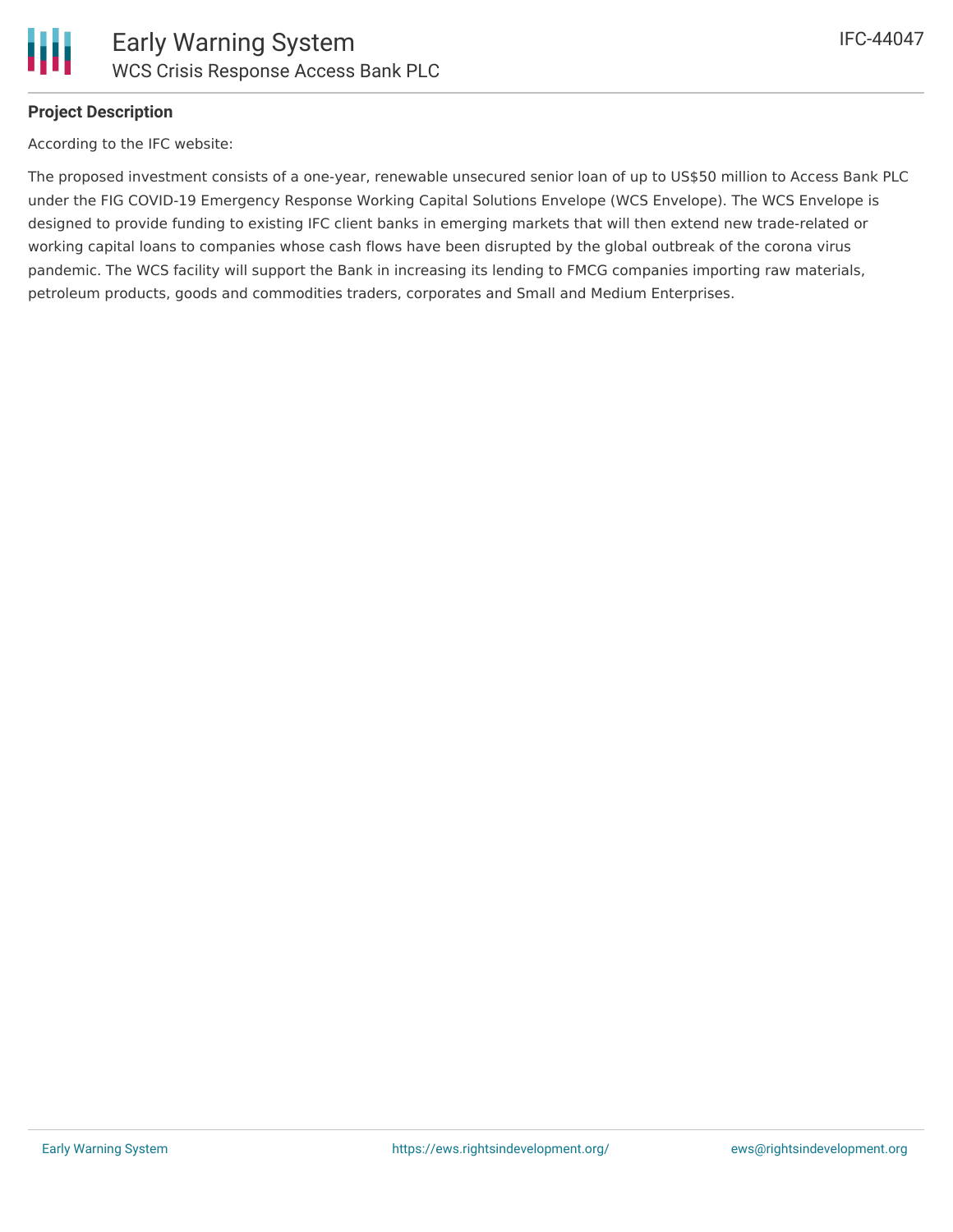## Project Description

According to the IFC website:

The proposed investment consists of a one-year, renewable unsecured senior loan of up to US$50 million to Access Bank PLC under the FIG COVID-19 Emergency Response Working Capital Solutions Envelope (WCS Envelope). The WCS Envelope is designed to provide funding to existing IFC client banks in emerging markets that will then extend new trade-related or working capital loans to companies whose cash flows have been disrupted by the global outbreak of the corona virus pandemic. The WCS facility will support the Bank in increasing its lending to FMCG companies importing raw materials, petroleum products, goods and commodities traders, corporates and Small and Medium Enterprises.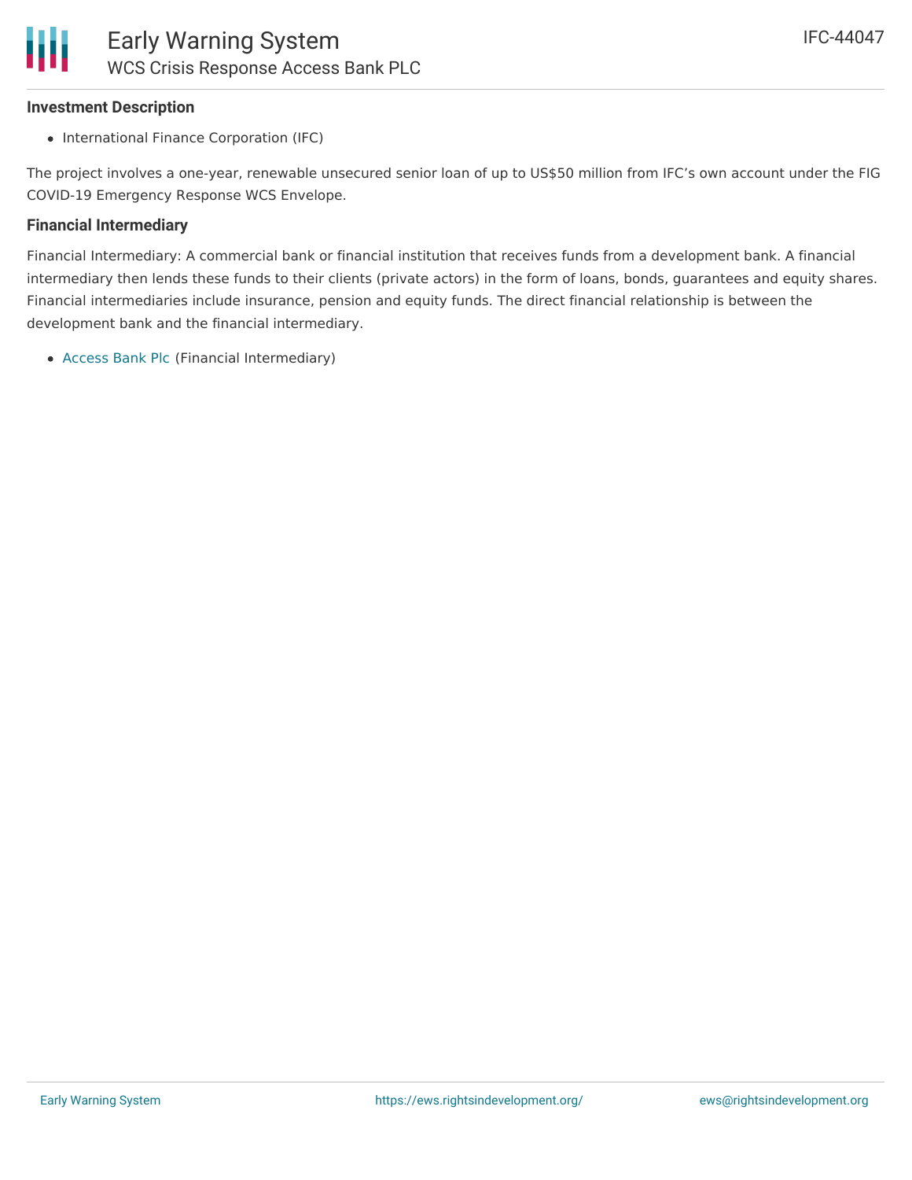### Investment Description

- International Finance Corporation (IFC)

The project involves a one-year, renewable unsecured senior loan of up to US$50 million from IFC's own account under the FIG COVID-19 Emergency Response WCS Envelope.

### Financial Intermediary

Financial Intermediary: A commercial bank or financial institution that receives funds from a development bank. A financial intermediary then lends these funds to their clients (private actors) in the form of loans, bonds, guarantees and equity shares. Financial intermediaries include insurance, pension and equity funds. The direct financial relationship is between the development bank and the financial intermediary.

- Access Bank Plc (Financial Intermediary)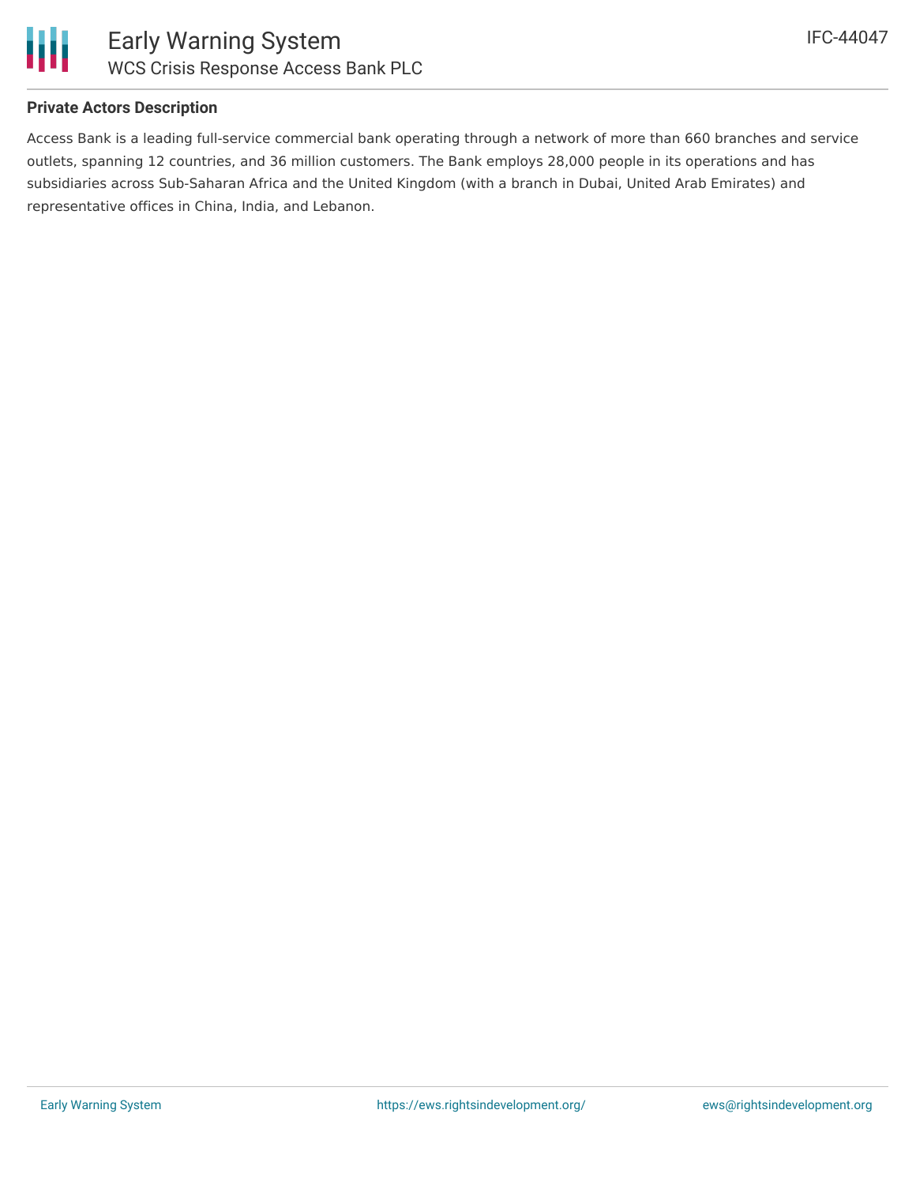**Private Actors Description**

Access Bank is a leading full-service commercial bank operating through a network of more than 660 branches and service outlets, spanning 12 countries, and 36 million customers. The Bank employs 28,000 people in its operations and has subsidiaries across Sub-Saharan Africa and the United Kingdom (with a branch in Dubai, United Arab Emirates) and representative offices in China, India, and Lebanon.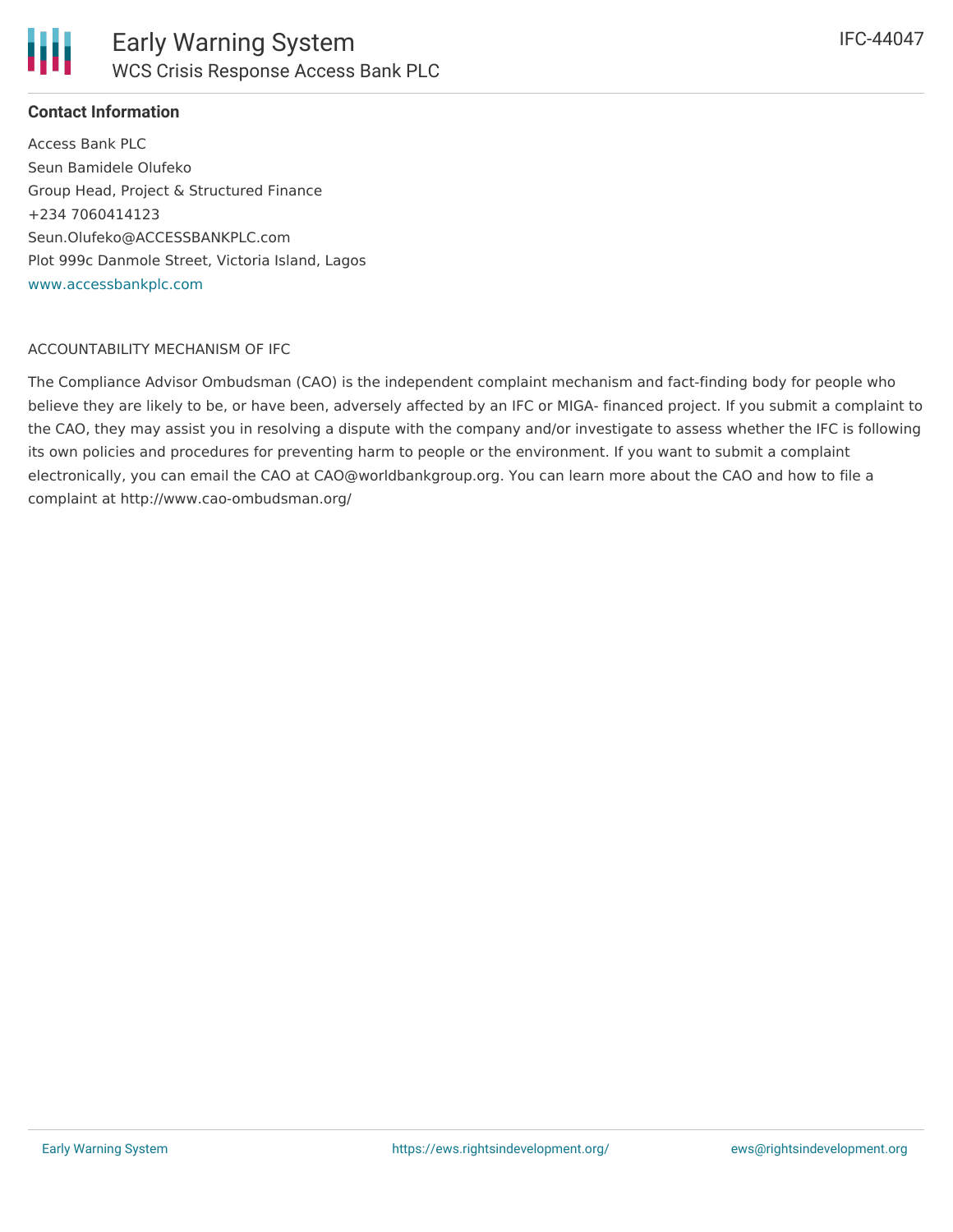**Contact Information**

Access Bank PLC
Seun Bamidele Olufeko
Group Head, Project & Structured Finance
+234 7060414123
Seun.Olufeko@ACCESSBANKPLC.com
Plot 999c Danmole Street, Victoria Island, Lagos
www.accessbankplc.com

ACCOUNTABILITY MECHANISM OF IFC

The Compliance Advisor Ombudsman (CAO) is the independent complaint mechanism and fact-finding body for people who believe they are likely to be, or have been, adversely affected by an IFC or MIGA- financed project. If you submit a complaint to the CAO, they may assist you in resolving a dispute with the company and/or investigate to assess whether the IFC is following its own policies and procedures for preventing harm to people or the environment. If you want to submit a complaint electronically, you can email the CAO at CAO@worldbankgroup.org. You can learn more about the CAO and how to file a complaint at http://www.cao-ombudsman.org/